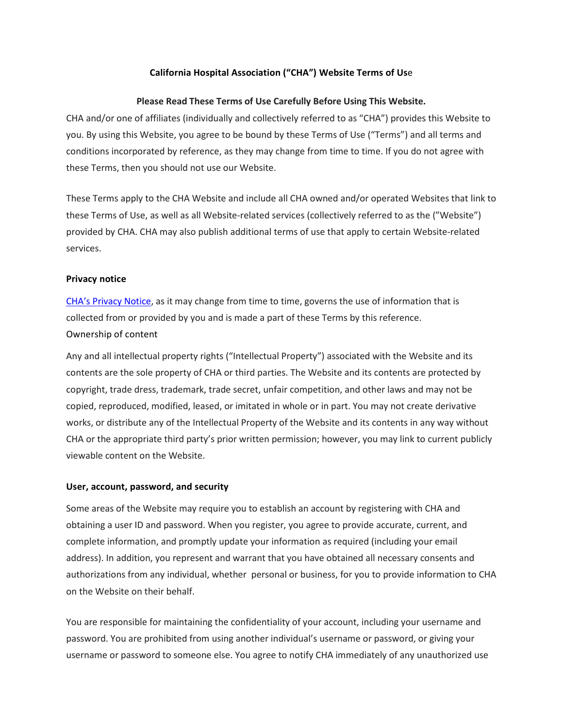# California Hospital Association ("CHA") Website Terms of Use

**Please Read These Terms of Use Carefully Before Using This Website.**

CHA and/or one of affiliates (individually and collectively referred to as "CHA") provides this Website to you. By using this Website, you agree to be bound by these Terms of Use ("Terms") and all terms and conditions incorporated by reference, as they may change from time to time. If you do not agree with these Terms, then you should not use our Website.

These Terms apply to the CHA Website and include all CHA owned and/or operated Websites that link to these Terms of Use, as well as all Website-related services (collectively referred to as the "Website") provided by CHA. CHA may also publish additional terms of use that apply to certain Website-related services.

## Privacy notice

[CHA's Privacy Notice](), as it may change from time to time, governs the use of information that is collected from or provided by you and is made a part of these Terms by this reference.

## Ownership of content

Any and all intellectual property rights ("Intellectual Property") associated with the Website and its contents are the sole property of CHA or third parties. The Website and its contents are protected by copyright, trade dress, trademark, trade secret, unfair competition, and other laws and may not be copied, reproduced, modified, leased, or imitated in whole or in part. You may not create derivative works, or distribute any of the Intellectual Property of the Website and its contents in any way without CHA or the appropriate third party's prior written permission; however, you may link to current publicly viewable content on the Website.

## User, account, password, and security

Some areas of the Website may require you to establish an account by registering with CHA and obtaining a user ID and password. When you register, you agree to provide accurate, current, and complete information, and promptly update your information as required (including your email address). In addition, you represent and warrant that you have obtained all necessary consents and authorizations from any individual, whether personal or business, for you to provide information to CHA on the Website on their behalf.

You are responsible for maintaining the confidentiality of your account, including your username and password. You are prohibited from using another individual's username or password, or giving your username or password to someone else. You agree to notify CHA immediately of any unauthorized use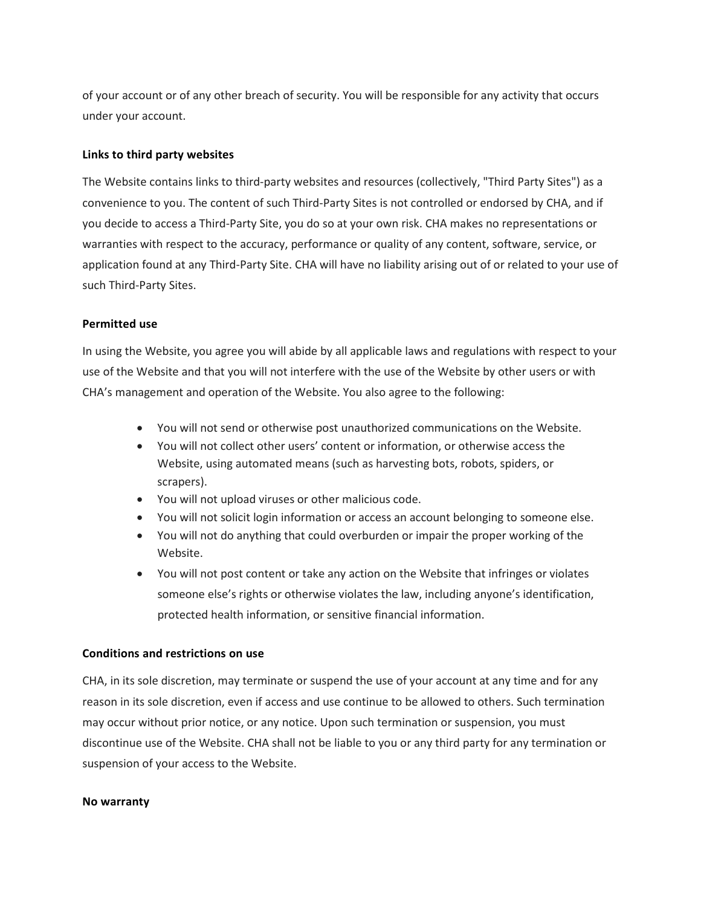of your account or of any other breach of security. You will be responsible for any activity that occurs under your account.

**Links to third party websites**

The Website contains links to third-party websites and resources (collectively, "Third Party Sites") as a convenience to you. The content of such Third-Party Sites is not controlled or endorsed by CHA, and if you decide to access a Third-Party Site, you do so at your own risk. CHA makes no representations or warranties with respect to the accuracy, performance or quality of any content, software, service, or application found at any Third-Party Site. CHA will have no liability arising out of or related to your use of such Third-Party Sites.

**Permitted use**

In using the Website, you agree you will abide by all applicable laws and regulations with respect to your use of the Website and that you will not interfere with the use of the Website by other users or with CHA's management and operation of the Website. You also agree to the following:

- You will not send or otherwise post unauthorized communications on the Website.
- You will not collect other users' content or information, or otherwise access the Website, using automated means (such as harvesting bots, robots, spiders, or scrapers).
- You will not upload viruses or other malicious code.
- You will not solicit login information or access an account belonging to someone else.
- You will not do anything that could overburden or impair the proper working of the Website.
- You will not post content or take any action on the Website that infringes or violates someone else's rights or otherwise violates the law, including anyone's identification, protected health information, or sensitive financial information.

**Conditions and restrictions on use**

CHA, in its sole discretion, may terminate or suspend the use of your account at any time and for any reason in its sole discretion, even if access and use continue to be allowed to others. Such termination may occur without prior notice, or any notice. Upon such termination or suspension, you must discontinue use of the Website. CHA shall not be liable to you or any third party for any termination or suspension of your access to the Website.

**No warranty**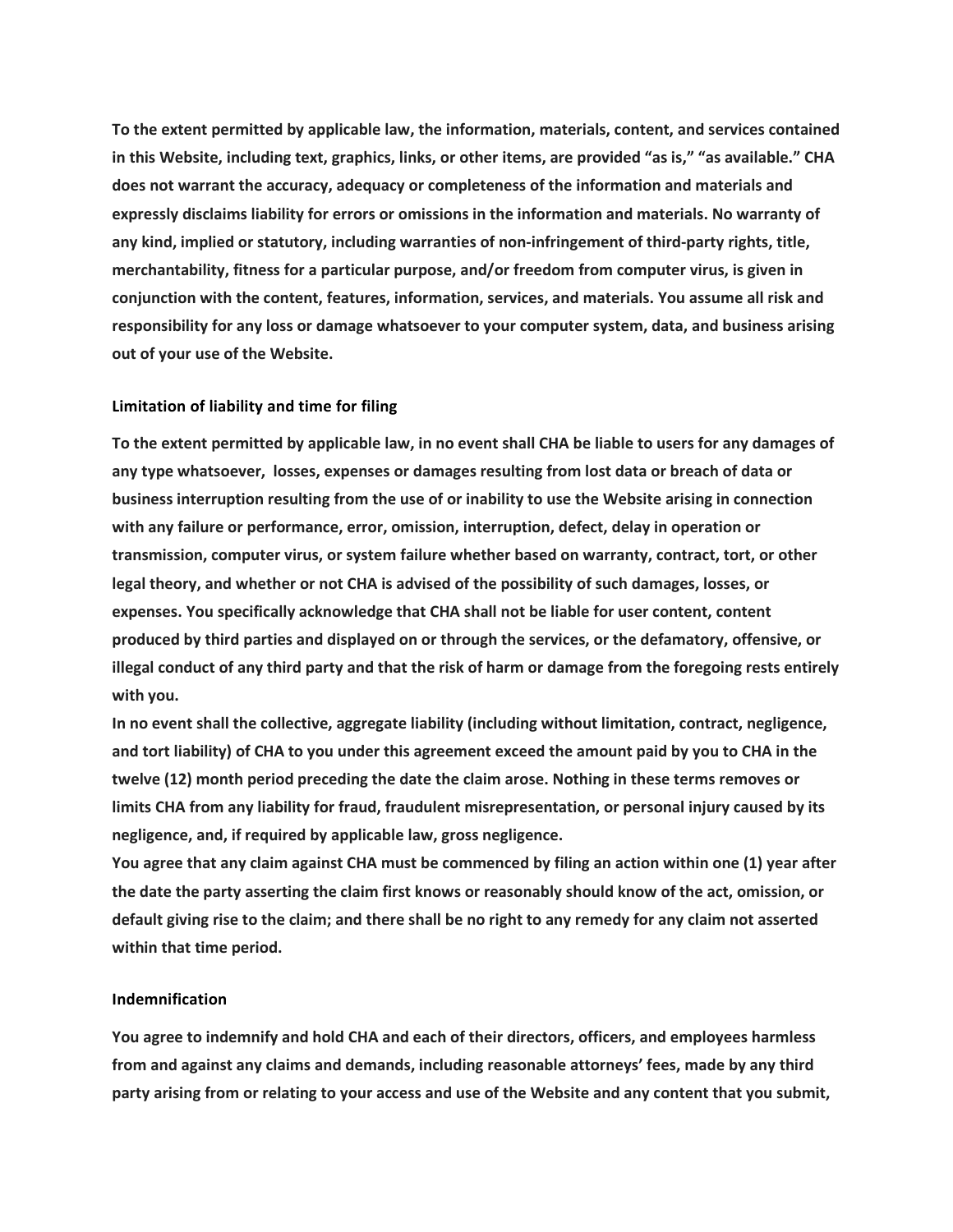**To the extent permitted by applicable law, the information, materials, content, and services contained in this Website, including text, graphics, links, or other items, are provided "as is," "as available." CHA does not warrant the accuracy, adequacy or completeness of the information and materials and expressly disclaims liability for errors or omissions in the information and materials. No warranty of any kind, implied or statutory, including warranties of non-infringement of third-party rights, title, merchantability, fitness for a particular purpose, and/or freedom from computer virus, is given in conjunction with the content, features, information, services, and materials. You assume all risk and responsibility for any loss or damage whatsoever to your computer system, data, and business arising out of your use of the Website.**

**Limitation of liability and time for filing**

**To the extent permitted by applicable law, in no event shall CHA be liable to users for any damages of any type whatsoever, losses, expenses or damages resulting from lost data or breach of data or business interruption resulting from the use of or inability to use the Website arising in connection with any failure or performance, error, omission, interruption, defect, delay in operation or transmission, computer virus, or system failure whether based on warranty, contract, tort, or other legal theory, and whether or not CHA is advised of the possibility of such damages, losses, or expenses. You specifically acknowledge that CHA shall not be liable for user content, content produced by third parties and displayed on or through the services, or the defamatory, offensive, or illegal conduct of any third party and that the risk of harm or damage from the foregoing rests entirely with you.**

**In no event shall the collective, aggregate liability (including without limitation, contract, negligence, and tort liability) of CHA to you under this agreement exceed the amount paid by you to CHA in the twelve (12) month period preceding the date the claim arose. Nothing in these terms removes or limits CHA from any liability for fraud, fraudulent misrepresentation, or personal injury caused by its negligence, and, if required by applicable law, gross negligence.**

**You agree that any claim against CHA must be commenced by filing an action within one (1) year after the date the party asserting the claim first knows or reasonably should know of the act, omission, or default giving rise to the claim; and there shall be no right to any remedy for any claim not asserted within that time period.**

**Indemnification**

**You agree to indemnify and hold CHA and each of their directors, officers, and employees harmless from and against any claims and demands, including reasonable attorneys' fees, made by any third party arising from or relating to your access and use of the Website and any content that you submit,**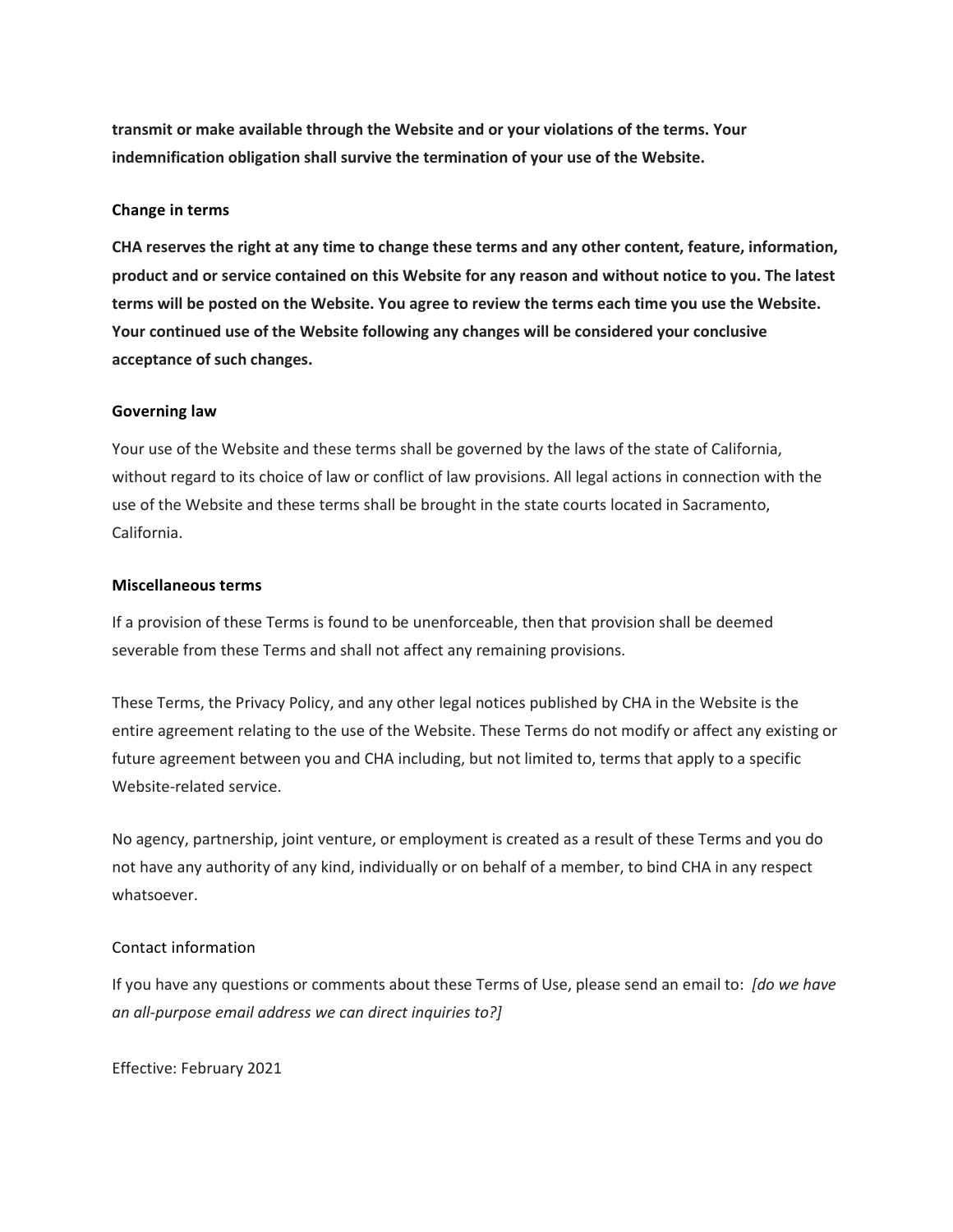**transmit or make available through the Website and or your violations of the terms. Your indemnification obligation shall survive the termination of your use of the Website.**

**Change in terms**

**CHA reserves the right at any time to change these terms and any other content, feature, information, product and or service contained on this Website for any reason and without notice to you. The latest terms will be posted on the Website. You agree to review the terms each time you use the Website. Your continued use of the Website following any changes will be considered your conclusive acceptance of such changes.**

**Governing law**

Your use of the Website and these terms shall be governed by the laws of the state of California, without regard to its choice of law or conflict of law provisions. All legal actions in connection with the use of the Website and these terms shall be brought in the state courts located in Sacramento, California.

**Miscellaneous terms**

If a provision of these Terms is found to be unenforceable, then that provision shall be deemed severable from these Terms and shall not affect any remaining provisions.

These Terms, the Privacy Policy, and any other legal notices published by CHA in the Website is the entire agreement relating to the use of the Website. These Terms do not modify or affect any existing or future agreement between you and CHA including, but not limited to, terms that apply to a specific Website-related service.

No agency, partnership, joint venture, or employment is created as a result of these Terms and you do not have any authority of any kind, individually or on behalf of a member, to bind CHA in any respect whatsoever.

Contact information

If you have any questions or comments about these Terms of Use, please send an email to: *[do we have an all-purpose email address we can direct inquiries to?]*

Effective: February 2021